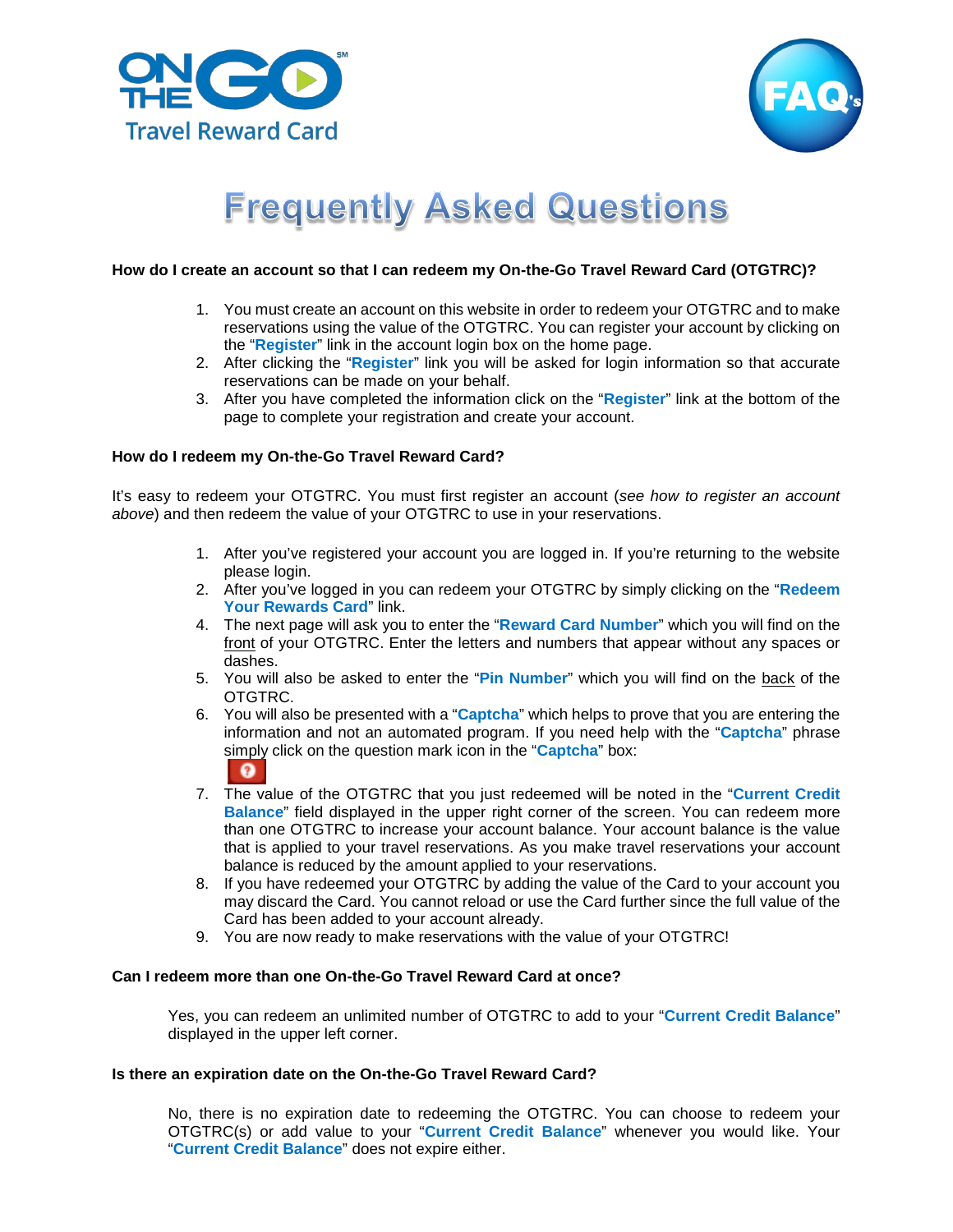# Frequently Asked Questions

### How do I create an account so that I can redeem my On-the-Go Travel Reward Card (OTGTRC)?

1. You must create an account on this website in order to redeem your OTGTRC and to make reservations using the value of the OTGTRC. You can register your account by clicking on the "**Register**" link in the account login box on the home page.
2. After clicking the "**Register**" link you will be asked for login information so that accurate reservations can be made on your behalf.
3. After you have completed the information click on the "**Register**" link at the bottom of the page to complete your registration and create your account.

### How do I redeem my On-the-Go Travel Reward Card?

It's easy to redeem your OTGTRC. You must first register an account (*see how to register an account above*) and then redeem the value of your OTGTRC to use in your reservations.

1. After you've registered your account you are logged in. If you're returning to the website please login.
2. After you've logged in you can redeem your OTGTRC by simply clicking on the "**Redeem Your Rewards Card**" link.
4. The next page will ask you to enter the "**Reward Card Number**" which you will find on the front of your OTGTRC. Enter the letters and numbers that appear without any spaces or dashes.
5. You will also be asked to enter the "**Pin Number**" which you will find on the back of the OTGTRC.
6. You will also be presented with a "**Captcha**" which helps to prove that you are entering the information and not an automated program. If you need help with the "**Captcha**" phrase simply click on the question mark icon in the "**Captcha**" box:
7. The value of the OTGTRC that you just redeemed will be noted in the "**Current Credit Balance**" field displayed in the upper right corner of the screen. You can redeem more than one OTGTRC to increase your account balance. Your account balance is the value that is applied to your travel reservations. As you make travel reservations your account balance is reduced by the amount applied to your reservations.
8. If you have redeemed your OTGTRC by adding the value of the Card to your account you may discard the Card. You cannot reload or use the Card further since the full value of the Card has been added to your account already.
9. You are now ready to make reservations with the value of your OTGTRC!

### Can I redeem more than one On-the-Go Travel Reward Card at once?

Yes, you can redeem an unlimited number of OTGTRC to add to your "**Current Credit Balance**" displayed in the upper left corner.

### Is there an expiration date on the On-the-Go Travel Reward Card?

No, there is no expiration date to redeeming the OTGTRC. You can choose to redeem your OTGTRC(s) or add value to your "**Current Credit Balance**" whenever you would like. Your "**Current Credit Balance**" does not expire either.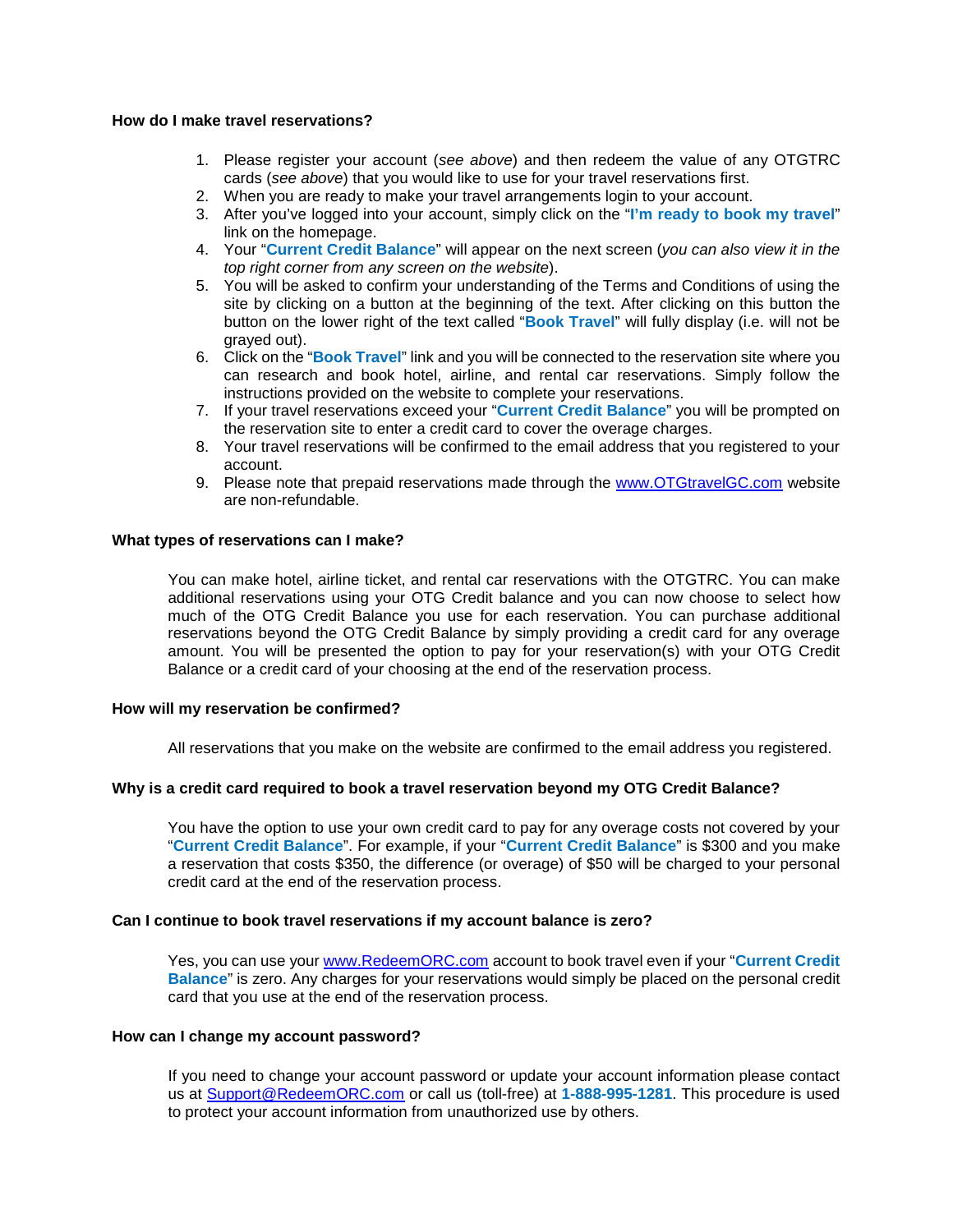### How do I make travel reservations?

1. Please register your account (*see above*) and then redeem the value of any OTGTRC cards (*see above*) that you would like to use for your travel reservations first.
2. When you are ready to make your travel arrangements login to your account.
3. After you've logged into your account, simply click on the "**I'm ready to book my travel**" link on the homepage.
4. Your "**Current Credit Balance**" will appear on the next screen (*you can also view it in the top right corner from any screen on the website*).
5. You will be asked to confirm your understanding of the Terms and Conditions of using the site by clicking on a button at the beginning of the text. After clicking on this button the button on the lower right of the text called "**Book Travel**" will fully display (i.e. will not be grayed out).
6. Click on the "**Book Travel**" link and you will be connected to the reservation site where you can research and book hotel, airline, and rental car reservations. Simply follow the instructions provided on the website to complete your reservations.
7. If your travel reservations exceed your "**Current Credit Balance**" you will be prompted on the reservation site to enter a credit card to cover the overage charges.
8. Your travel reservations will be confirmed to the email address that you registered to your account.
9. Please note that prepaid reservations made through the www.OTGtravelGC.com website are non-refundable.

### What types of reservations can I make?

You can make hotel, airline ticket, and rental car reservations with the OTGTRC. You can make additional reservations using your OTG Credit balance and you can now choose to select how much of the OTG Credit Balance you use for each reservation. You can purchase additional reservations beyond the OTG Credit Balance by simply providing a credit card for any overage amount. You will be presented the option to pay for your reservation(s) with your OTG Credit Balance or a credit card of your choosing at the end of the reservation process.

### How will my reservation be confirmed?

All reservations that you make on the website are confirmed to the email address you registered.

### Why is a credit card required to book a travel reservation beyond my OTG Credit Balance?

You have the option to use your own credit card to pay for any overage costs not covered by your "**Current Credit Balance**". For example, if your "**Current Credit Balance**" is $300 and you make a reservation that costs $350, the difference (or overage) of $50 will be charged to your personal credit card at the end of the reservation process.

### Can I continue to book travel reservations if my account balance is zero?

Yes, you can use your www.RedeemORC.com account to book travel even if your "**Current Credit Balance**" is zero. Any charges for your reservations would simply be placed on the personal credit card that you use at the end of the reservation process.

### How can I change my account password?

If you need to change your account password or update your account information please contact us at Support@RedeemORC.com or call us (toll-free) at **1-888-995-1281**. This procedure is used to protect your account information from unauthorized use by others.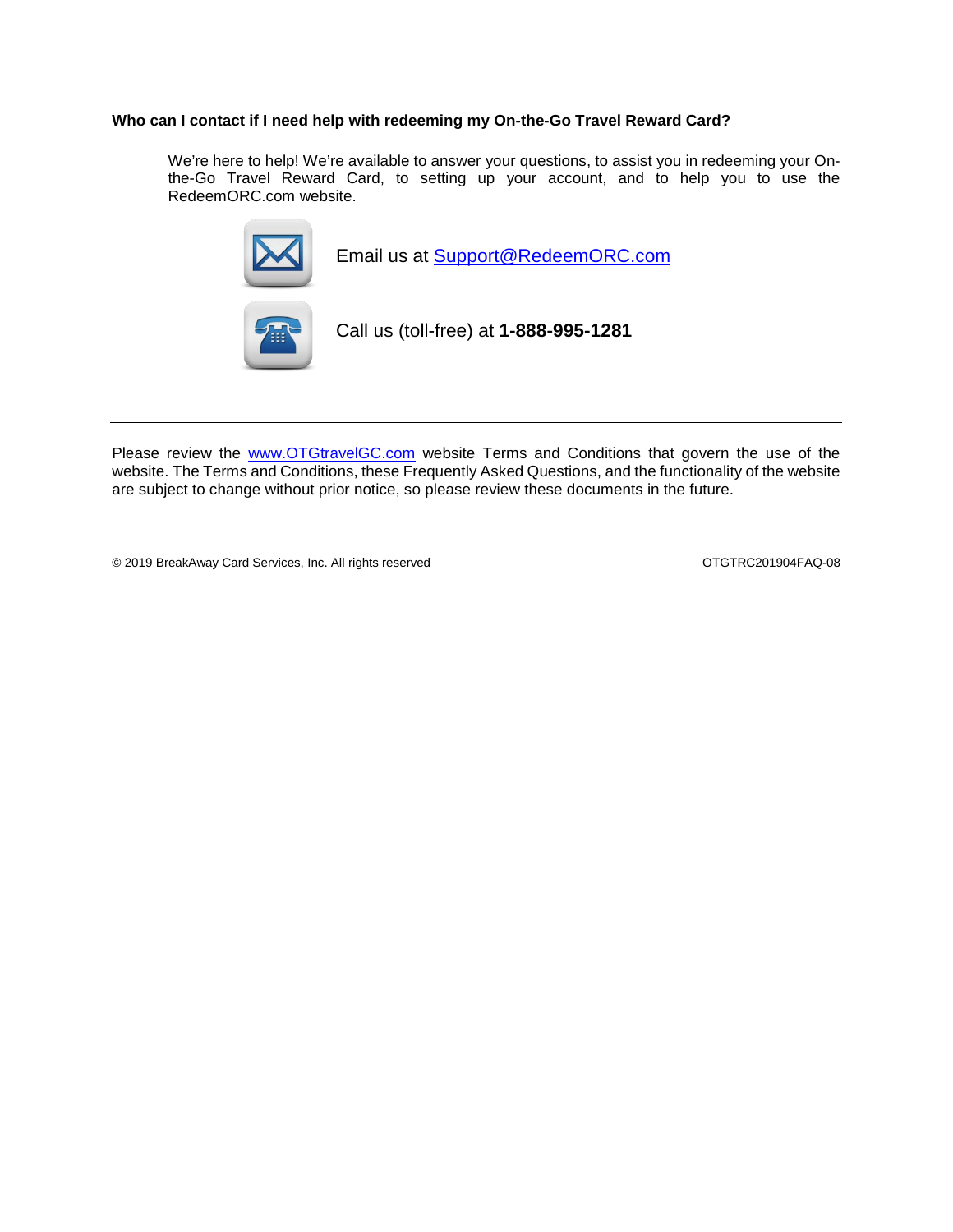**Who can I contact if I need help with redeeming my On-the-Go Travel Reward Card?**

We're here to help! We're available to answer your questions, to assist you in redeeming your On-the-Go Travel Reward Card, to setting up your account, and to help you to use the RedeemORC.com website.

Email us at Support@RedeemORC.com

Call us (toll-free) at **1-888-995-1281**

---

Please review the www.OTGtravelGC.com website Terms and Conditions that govern the use of the website. The Terms and Conditions, these Frequently Asked Questions, and the functionality of the website are subject to change without prior notice, so please review these documents in the future.

© 2019 BreakAway Card Services, Inc. All rights reserved

OTGTRC201904FAQ-08